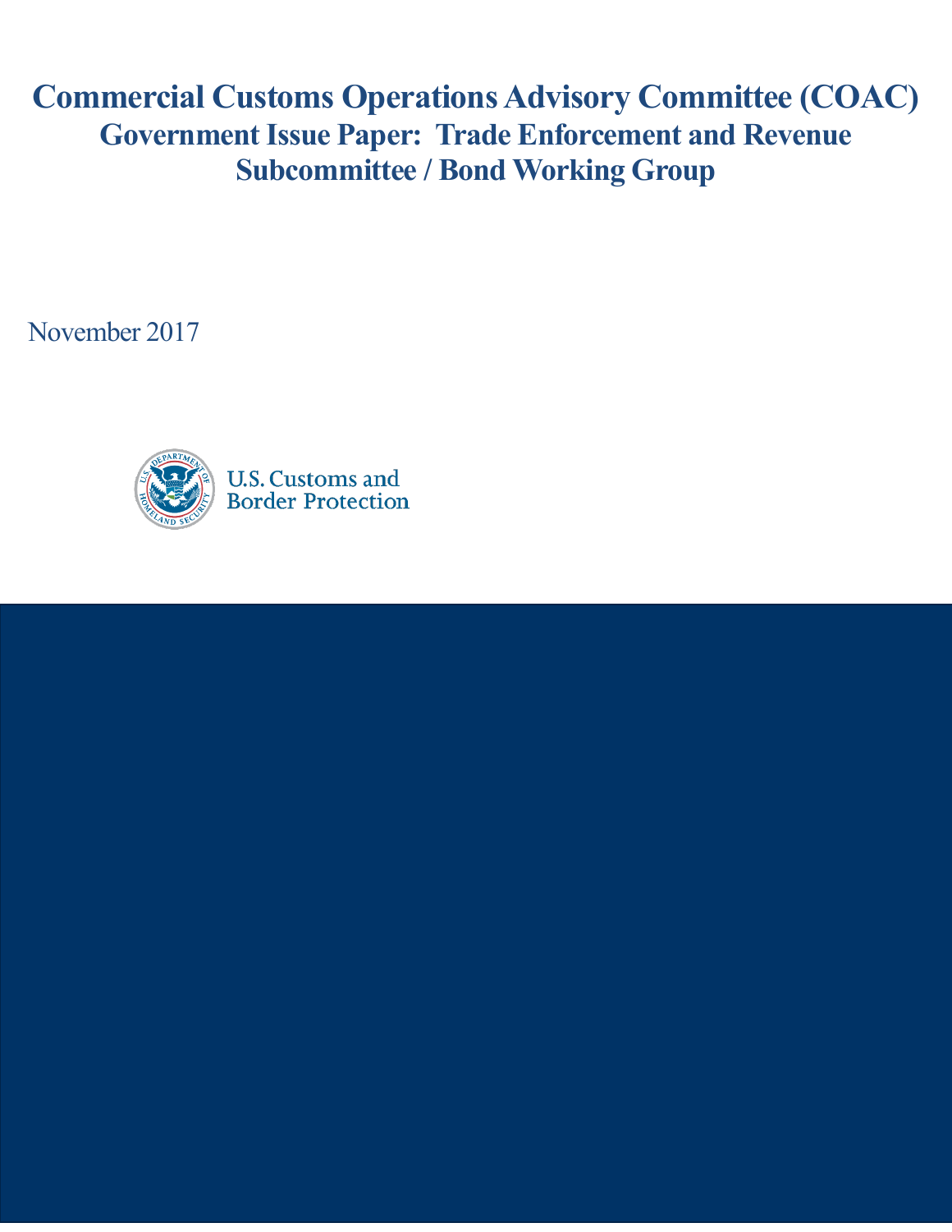# Commercial Customs Operations Advisory Committee (COAC)

## Government Issue Paper: Trade Enforcement and Revenue Subcommittee / Bond Working Group

November 2017

U.S. Customs and Border Protection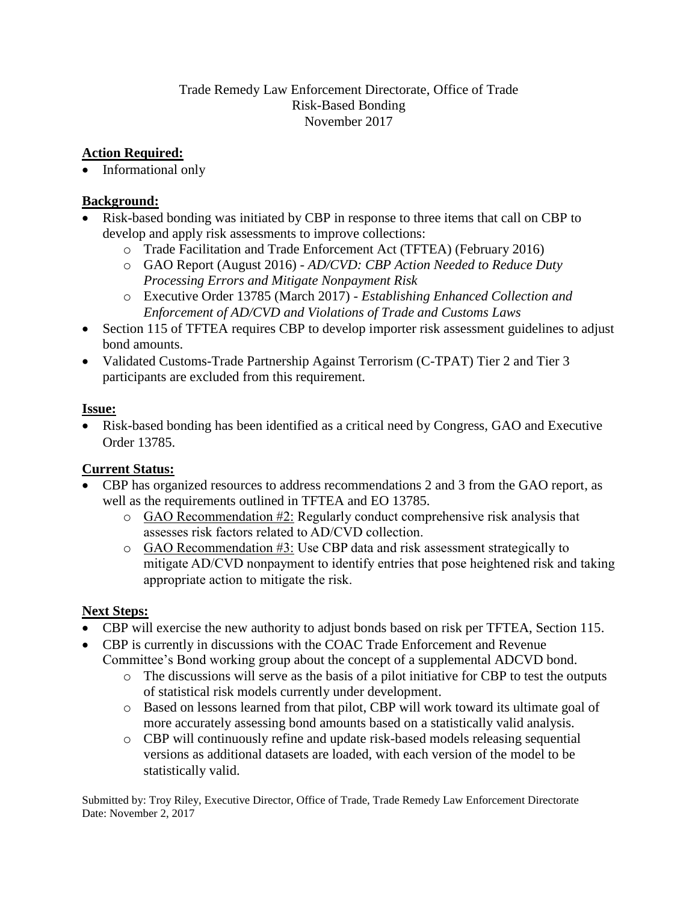Trade Remedy Law Enforcement Directorate, Office of Trade
Risk-Based Bonding
November 2017

**Action Required:**

- Informational only

**Background:**

- Risk-based bonding was initiated by CBP in response to three items that call on CBP to develop and apply risk assessments to improve collections:
    - Trade Facilitation and Trade Enforcement Act (TFTEA) (February 2016)
    - GAO Report (August 2016) - *AD/CVD: CBP Action Needed to Reduce Duty Processing Errors and Mitigate Nonpayment Risk*
    - Executive Order 13785 (March 2017) - *Establishing Enhanced Collection and Enforcement of AD/CVD and Violations of Trade and Customs Laws*
- Section 115 of TFTEA requires CBP to develop importer risk assessment guidelines to adjust bond amounts.
- Validated Customs-Trade Partnership Against Terrorism (C-TPAT) Tier 2 and Tier 3 participants are excluded from this requirement.

**Issue:**

- Risk-based bonding has been identified as a critical need by Congress, GAO and Executive Order 13785.

**Current Status:**

- CBP has organized resources to address recommendations 2 and 3 from the GAO report, as well as the requirements outlined in TFTEA and EO 13785.
    - GAO Recommendation #2: Regularly conduct comprehensive risk analysis that assesses risk factors related to AD/CVD collection.
    - GAO Recommendation #3: Use CBP data and risk assessment strategically to mitigate AD/CVD nonpayment to identify entries that pose heightened risk and taking appropriate action to mitigate the risk.

**Next Steps:**

- CBP will exercise the new authority to adjust bonds based on risk per TFTEA, Section 115.
- CBP is currently in discussions with the COAC Trade Enforcement and Revenue Committee's Bond working group about the concept of a supplemental ADCVD bond.
    - The discussions will serve as the basis of a pilot initiative for CBP to test the outputs of statistical risk models currently under development.
    - Based on lessons learned from that pilot, CBP will work toward its ultimate goal of more accurately assessing bond amounts based on a statistically valid analysis.
    - CBP will continuously refine and update risk-based models releasing sequential versions as additional datasets are loaded, with each version of the model to be statistically valid.

Submitted by: Troy Riley, Executive Director, Office of Trade, Trade Remedy Law Enforcement Directorate
Date: November 2, 2017